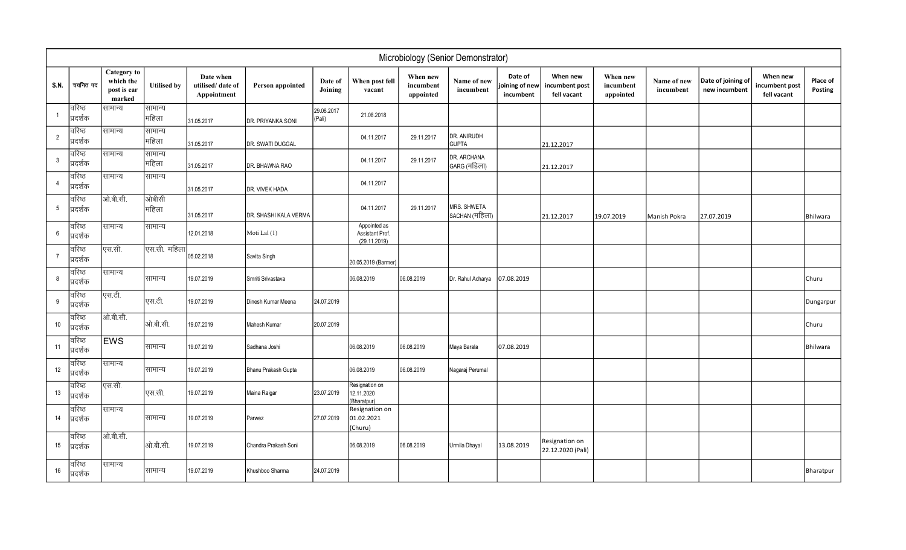# Microbiology (Senior Demonstrator)

| S.N. | चयनित पद | Category to which the post is ear marked | Utilised by | Date when utilised/ date of Appointment | Person appointed | Date of Joining | When post fell vacant | When new incumbent appointed | Name of new incumbent | Date of joining of new incumbent | When new incumbent post fell vacant | When new incumbent appointed | Name of new incumbent | Date of joining of new incumbent | When new incumbent post fell vacant | Place of Posting |
|---|---|---|---|---|---|---|---|---|---|---|---|---|---|---|---|---|
| 1 | वरिष्ठ प्रदर्शक | सामान्य | सामान्य महिला | 31.05.2017 | DR. PRIYANKA SONI | 29.08.2017 (Pali) | 21.08.2018 | | | | | | | | | |
| 2 | वरिष्ठ प्रदर्शक | सामान्य | सामान्य महिला | 31.05.2017 | DR. SWATI DUGGAL | | 04.11.2017 | 29.11.2017 | DR. ANIRUDH GUPTA | | 21.12.2017 | | | | | |
| 3 | वरिष्ठ प्रदर्शक | सामान्य | सामान्य महिला | 31.05.2017 | DR. BHAWNA RAO | | 04.11.2017 | 29.11.2017 | DR. ARCHANA GARG (महिला) | | 21.12.2017 | | | | | |
| 4 | वरिष्ठ प्रदर्शक | सामान्य | सामान्य | 31.05.2017 | DR. VIVEK HADA | | 04.11.2017 | | | | | | | | | |
| 5 | वरिष्ठ प्रदर्शक | ओ.बी.सी. | ओबीसी महिला | 31.05.2017 | DR. SHASHI KALA VERMA | | 04.11.2017 | 29.11.2017 | MRS. SHWETA SACHAN (महिला) | | 21.12.2017 | 19.07.2019 | Manish Pokra | 27.07.2019 | | Bhilwara |
| 6 | वरिष्ठ प्रदर्शक | सामान्य | सामान्य | 12.01.2018 | Moti Lal (1) | | Appointed as Assistant Prof. (29.11.2019) | | | | | | | | | |
| 7 | वरिष्ठ प्रदर्शक | एस.सी. | एस.सी. महिला | 05.02.2018 | Savita Singh | | 20.05.2019 (Barmer) | | | | | | | | | |
| 8 | वरिष्ठ प्रदर्शक | सामान्य | सामान्य | 19.07.2019 | Smriti Srivastava | | 06.08.2019 | 06.08.2019 | Dr. Rahul Acharya | 07.08.2019 | | | | | | Churu |
| 9 | वरिष्ठ प्रदर्शक | एस.टी. | एस.टी. | 19.07.2019 | Dinesh Kumar Meena | 24.07.2019 | | | | | | | | | | Dungarpur |
| 10 | वरिष्ठ प्रदर्शक | ओ.बी.सी. | ओ.बी.सी. | 19.07.2019 | Mahesh Kumar | 20.07.2019 | | | | | | | | | | Churu |
| 11 | वरिष्ठ प्रदर्शक | EWS | सामान्य | 19.07.2019 | Sadhana Joshi | | 06.08.2019 | 06.08.2019 | Maya Barala | 07.08.2019 | | | | | | Bhilwara |
| 12 | वरिष्ठ प्रदर्शक | सामान्य | सामान्य | 19.07.2019 | Bhanu Prakash Gupta | | 06.08.2019 | 06.08.2019 | Nagaraj Perumal | | | | | | | |
| 13 | वरिष्ठ प्रदर्शक | एस.सी. | एस.सी. | 19.07.2019 | Maina Raigar | 23.07.2019 | Resignation on 12.11.2020 (Bharatpur) | | | | | | | | | |
| 14 | वरिष्ठ प्रदर्शक | सामान्य | सामान्य | 19.07.2019 | Parwez | 27.07.2019 | Resignation on 01.02.2021 (Churu) | | | | | | | | | |
| 15 | वरिष्ठ प्रदर्शक | ओ.बी.सी. | ओ.बी.सी. | 19.07.2019 | Chandra Prakash Soni | | 06.08.2019 | 06.08.2019 | Urmila Dhayal | 13.08.2019 | Resignation on 22.12.2020 (Pali) | | | | | |
| 16 | वरिष्ठ प्रदर्शक | सामान्य | सामान्य | 19.07.2019 | Khushboo Sharma | 24.07.2019 | | | | | | | | | | Bharatpur |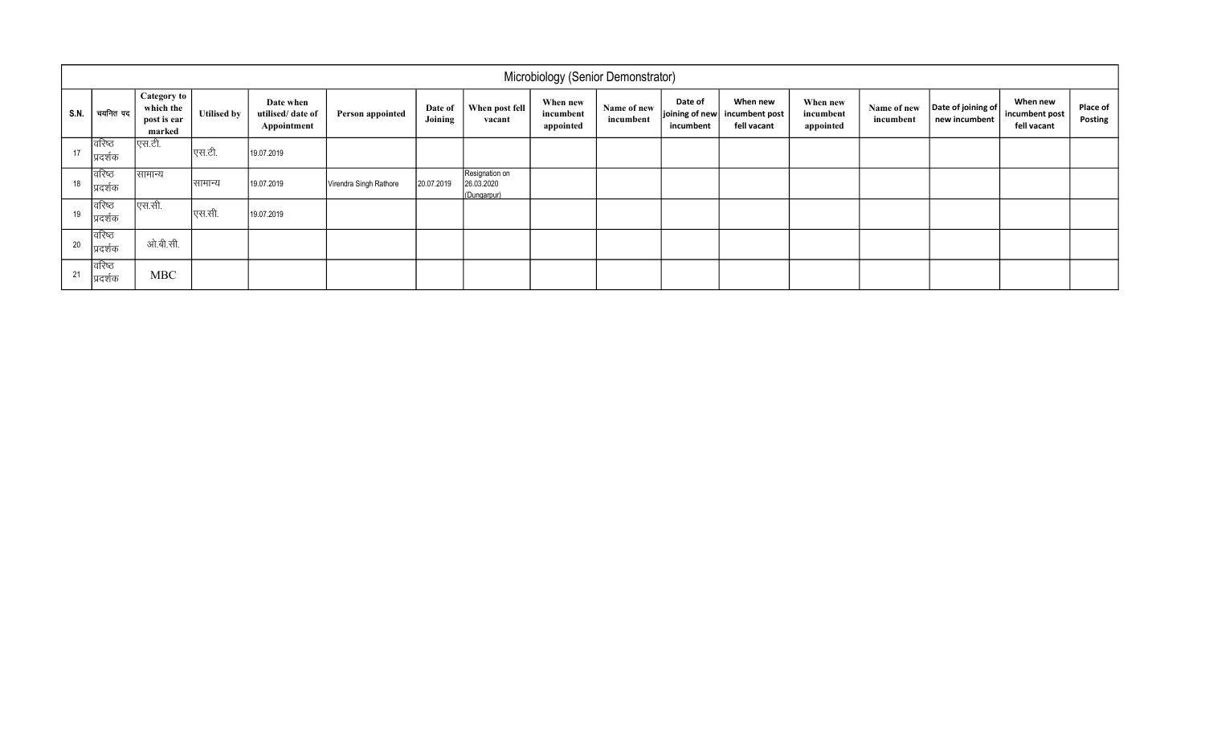| Microbiology (Senior Demonstrator) | | | | | | | | | | | | | | | | |
|---|---|---|---|---|---|---|---|---|---|---|---|---|---|---|---|---|
| S.N. | चयनित पद | Category to which the post is ear marked | Utilised by | Date when utilised/ date of Appointment | Person appointed | Date of Joining | When post fell vacant | When new incumbent appointed | Name of new incumbent | Date of joining of new incumbent | When new incumbent post fell vacant | When new incumbent appointed | Name of new incumbent | Date of joining of new incumbent | When new incumbent post fell vacant | Place of Posting |
| 17 | वरिष्ठ प्रदर्शक | एस.टी. | एस.टी. | 19.07.2019 | | | | | | | | | | | | |
| 18 | वरिष्ठ प्रदर्शक | सामान्य | सामान्य | 19.07.2019 | Virendra Singh Rathore | 20.07.2019 | Resignation on 26.03.2020 (Dungarpur) | | | | | | | | | |
| 19 | वरिष्ठ प्रदर्शक | एस.सी. | एस.सी. | 19.07.2019 | | | | | | | | | | | | |
| 20 | वरिष्ठ प्रदर्शक | ओ.बी.सी. | | | | | | | | | | | | | | |
| 21 | वरिष्ठ प्रदर्शक | MBC | | | | | | | | | | | | | | |